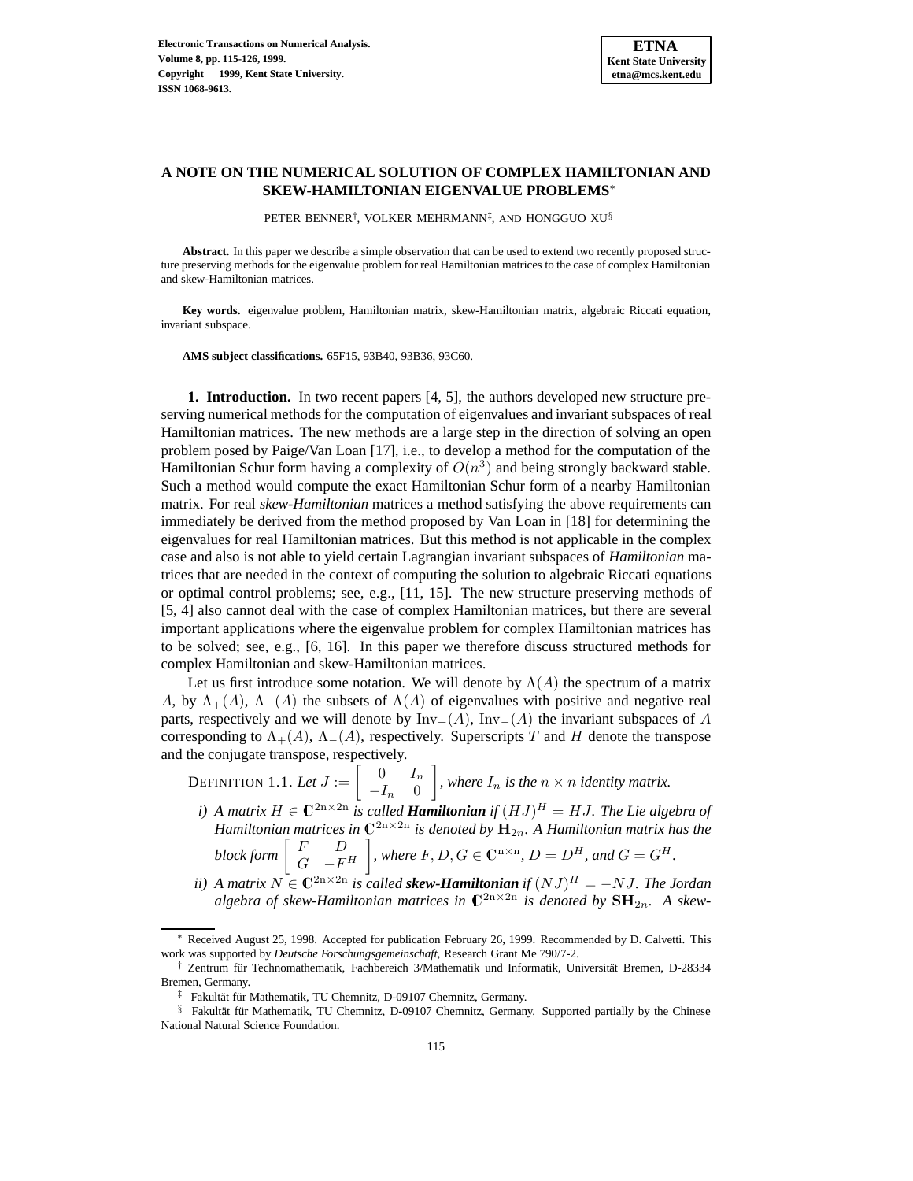# A NOTE ON THE NUMERICAL SOLUTION OF COMPLEX HAMILTONIAN AND SKEW-HAMILTONIAN EIGENVALUE PROBLEMS*

PETER BENNER[†], VOLKER MEHRMANN[‡], AND HONGGUO XU[§]

**Abstract.** In this paper we describe a simple observation that can be used to extend two recently proposed structure preserving methods for the eigenvalue problem for real Hamiltonian matrices to the case of complex Hamiltonian and skew-Hamiltonian matrices.

**Key words.** eigenvalue problem, Hamiltonian matrix, skew-Hamiltonian matrix, algebraic Riccati equation, invariant subspace.

**AMS subject classifications.** 65F15, 93B40, 93B36, 93C60.

**1. Introduction.** In two recent papers [4, 5], the authors developed new structure preserving numerical methods for the computation of eigenvalues and invariant subspaces of real Hamiltonian matrices. The new methods are a large step in the direction of solving an open problem posed by Paige/Van Loan [17], i.e., to develop a method for the computation of the Hamiltonian Schur form having a complexity of $O(n^3)$ and being strongly backward stable. Such a method would compute the exact Hamiltonian Schur form of a nearby Hamiltonian matrix. For real *skew-Hamiltonian* matrices a method satisfying the above requirements can immediately be derived from the method proposed by Van Loan in [18] for determining the eigenvalues for real Hamiltonian matrices. But this method is not applicable in the complex case and also is not able to yield certain Lagrangian invariant subspaces of *Hamiltonian* matrices that are needed in the context of computing the solution to algebraic Riccati equations or optimal control problems; see, e.g., [11, 15]. The new structure preserving methods of [5, 4] also cannot deal with the case of complex Hamiltonian matrices, but there are several important applications where the eigenvalue problem for complex Hamiltonian matrices has to be solved; see, e.g., [6, 16]. In this paper we therefore discuss structured methods for complex Hamiltonian and skew-Hamiltonian matrices.

Let us first introduce some notation. We will denote by $\Lambda(A)$ the spectrum of a matrix $A$, by $\Lambda_+(A)$, $\Lambda_-(A)$ the subsets of $\Lambda(A)$ of eigenvalues with positive and negative real parts, respectively and we will denote by $\mathrm{Inv}_+(A)$, $\mathrm{Inv}_-(A)$ the invariant subspaces of $A$ corresponding to $\Lambda_+(A)$, $\Lambda_-(A)$, respectively. Superscripts $T$ and $H$ denote the transpose and the conjugate transpose, respectively.

DEFINITION 1.1. *Let* $J := \begin{bmatrix} 0 & I_n \\ -I_n & 0 \end{bmatrix}$, *where* $I_n$ *is the* $n \times n$ *identity matrix.*

*i) A matrix* $H \in \mathbb{C}^{2n\times 2n}$ *is called* ***Hamiltonian*** *if* $(HJ)^H = HJ$. *The Lie algebra of Hamiltonian matrices in* $\mathbb{C}^{2n\times 2n}$ *is denoted by* $\mathbf{H}_{2n}$. *A Hamiltonian matrix has the block form* $\begin{bmatrix} F & D \\ G & -F^H \end{bmatrix}$, *where* $F, D, G \in \mathbb{C}^{n\times n}$, $D = D^H$, *and* $G = G^H$.

*ii) A matrix* $N \in \mathbb{C}^{2n\times 2n}$ *is called* ***skew-Hamiltonian*** *if* $(NJ)^H = -NJ$. *The Jordan algebra of skew-Hamiltonian matrices in* $\mathbb{C}^{2n\times 2n}$ *is denoted by* $\mathbf{SH}_{2n}$. *A skew-*

---

* Received August 25, 1998. Accepted for publication February 26, 1999. Recommended by D. Calvetti. This work was supported by *Deutsche Forschungsgemeinschaft*, Research Grant Me 790/7-2.

† Zentrum für Technomathematik, Fachbereich 3/Mathematik und Informatik, Universität Bremen, D-28334 Bremen, Germany.

‡ Fakultät für Mathematik, TU Chemnitz, D-09107 Chemnitz, Germany.

§ Fakultät für Mathematik, TU Chemnitz, D-09107 Chemnitz, Germany. Supported partially by the Chinese National Natural Science Foundation.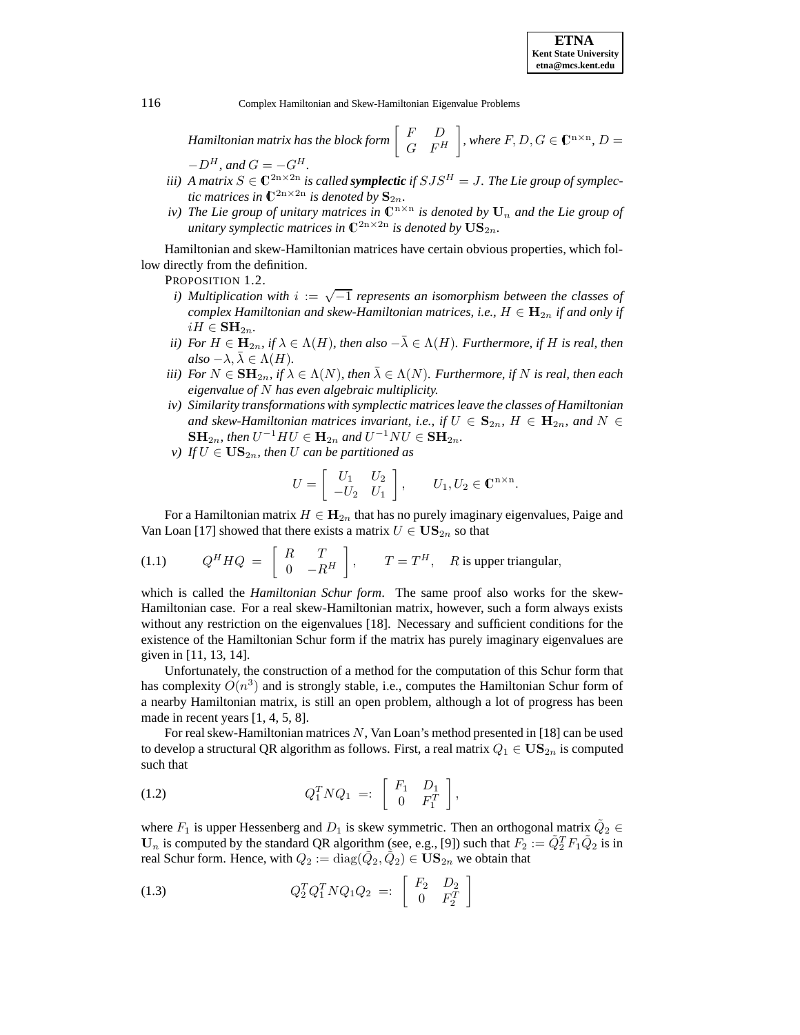*Hamiltonian matrix has the block form* $\begin{bmatrix} F & D \\ G & F^H \end{bmatrix}$*, where* $F, D, G \in \mathbb{C}^{n\times n}$*,* $D = -D^H$*, and* $G = -G^H$*.*

*iii) A matrix* $S \in \mathbb{C}^{2n\times 2n}$ *is called* ***symplectic*** *if* $SJS^H = J$*. The Lie group of symplectic matrices in* $\mathbb{C}^{2n\times 2n}$ *is denoted by* $\mathbf{S}_{2n}$*.*

*iv) The Lie group of unitary matrices in* $\mathbb{C}^{n\times n}$ *is denoted by* $\mathbf{U}_n$ *and the Lie group of unitary symplectic matrices in* $\mathbb{C}^{2n\times 2n}$ *is denoted by* $\mathbf{US}_{2n}$*.*

Hamiltonian and skew-Hamiltonian matrices have certain obvious properties, which follow directly from the definition.

PROPOSITION 1.2.

*i) Multiplication with* $i := \sqrt{-1}$ *represents an isomorphism between the classes of complex Hamiltonian and skew-Hamiltonian matrices, i.e.,* $H \in \mathbf{H}_{2n}$ *if and only if* $iH \in \mathbf{SH}_{2n}$*.*

*ii) For* $H \in \mathbf{H}_{2n}$*, if* $\lambda \in \Lambda(H)$*, then also* $-\bar{\lambda} \in \Lambda(H)$*. Furthermore, if* $H$ *is real, then also* $-\lambda, \bar{\lambda} \in \Lambda(H)$*.*

*iii) For* $N \in \mathbf{SH}_{2n}$*, if* $\lambda \in \Lambda(N)$*, then* $\bar{\lambda} \in \Lambda(N)$*. Furthermore, if* $N$ *is real, then each eigenvalue of* $N$ *has even algebraic multiplicity.*

*iv) Similarity transformations with symplectic matrices leave the classes of Hamiltonian and skew-Hamiltonian matrices invariant, i.e., if* $U \in \mathbf{S}_{2n}$*,* $H \in \mathbf{H}_{2n}$*, and* $N \in \mathbf{SH}_{2n}$*, then* $U^{-1}HU \in \mathbf{H}_{2n}$ *and* $U^{-1}NU \in \mathbf{SH}_{2n}$*.*

*v) If* $U \in \mathbf{US}_{2n}$*, then* $U$ *can be partitioned as*

$$U = \begin{bmatrix} U_1 & U_2 \\ -U_2 & U_1 \end{bmatrix}, \qquad U_1, U_2 \in \mathbb{C}^{n\times n}.$$

For a Hamiltonian matrix $H \in \mathbf{H}_{2n}$ that has no purely imaginary eigenvalues, Paige and Van Loan [17] showed that there exists a matrix $U \in \mathbf{US}_{2n}$ so that

$$Q^H H Q = \begin{bmatrix} R & T \\ 0 & -R^H \end{bmatrix}, \qquad T = T^H, \quad R \text{ is upper triangular}, \tag{1.1}$$

which is called the *Hamiltonian Schur form*. The same proof also works for the skew-Hamiltonian case. For a real skew-Hamiltonian matrix, however, such a form always exists without any restriction on the eigenvalues [18]. Necessary and sufficient conditions for the existence of the Hamiltonian Schur form if the matrix has purely imaginary eigenvalues are given in [11, 13, 14].

Unfortunately, the construction of a method for the computation of this Schur form that has complexity $O(n^3)$ and is strongly stable, i.e., computes the Hamiltonian Schur form of a nearby Hamiltonian matrix, is still an open problem, although a lot of progress has been made in recent years [1, 4, 5, 8].

For real skew-Hamiltonian matrices $N$, Van Loan's method presented in [18] can be used to develop a structural QR algorithm as follows. First, a real matrix $Q_1 \in \mathbf{US}_{2n}$ is computed such that

$$Q_1^T N Q_1 =: \begin{bmatrix} F_1 & D_1 \\ 0 & F_1^T \end{bmatrix}, \tag{1.2}$$

where $F_1$ is upper Hessenberg and $D_1$ is skew symmetric. Then an orthogonal matrix $\tilde{Q}_2 \in \mathbf{U}_n$ is computed by the standard QR algorithm (see, e.g., [9]) such that $F_2 := \tilde{Q}_2^T F_1 \tilde{Q}_2$ is in real Schur form. Hence, with $Q_2 := \mathrm{diag}(\tilde{Q}_2, \tilde{Q}_2) \in \mathbf{US}_{2n}$ we obtain that

$$Q_2^T Q_1^T N Q_1 Q_2 =: \begin{bmatrix} F_2 & D_2 \\ 0 & F_2^T \end{bmatrix} \tag{1.3}$$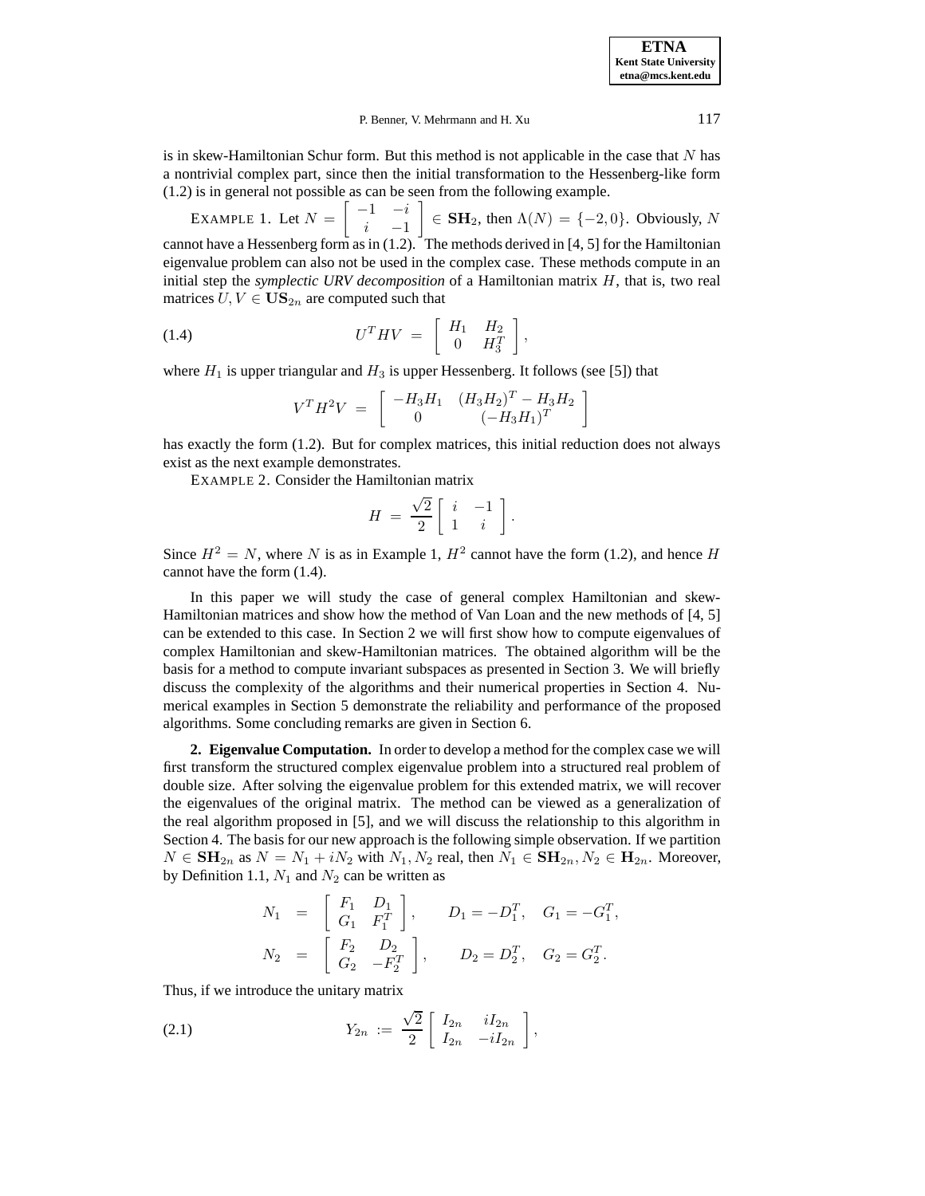is in skew-Hamiltonian Schur form. But this method is not applicable in the case that $N$ has a nontrivial complex part, since then the initial transformation to the Hessenberg-like form (1.2) is in general not possible as can be seen from the following example.

EXAMPLE 1. Let $N = \begin{bmatrix} -1 & -i \\ i & -1 \end{bmatrix} \in \mathbf{SH}_2$, then $\Lambda(N) = \{-2, 0\}$. Obviously, $N$ cannot have a Hessenberg form as in (1.2). The methods derived in [4, 5] for the Hamiltonian eigenvalue problem can also not be used in the complex case. These methods compute in an initial step the *symplectic URV decomposition* of a Hamiltonian matrix $H$, that is, two real matrices $U, V \in \mathbf{US}_{2n}$ are computed such that

$$U^T H V = \begin{bmatrix} H_1 & H_2 \\ 0 & H_3^T \end{bmatrix}, \tag{1.4}$$

where $H_1$ is upper triangular and $H_3$ is upper Hessenberg. It follows (see [5]) that

$$V^T H^2 V = \begin{bmatrix} -H_3 H_1 & (H_3 H_2)^T - H_3 H_2 \\ 0 & (-H_3 H_1)^T \end{bmatrix}$$

has exactly the form (1.2). But for complex matrices, this initial reduction does not always exist as the next example demonstrates.

EXAMPLE 2. Consider the Hamiltonian matrix

$$H = \frac{\sqrt{2}}{2} \begin{bmatrix} i & -1 \\ 1 & i \end{bmatrix}.$$

Since $H^2 = N$, where $N$ is as in Example 1, $H^2$ cannot have the form (1.2), and hence $H$ cannot have the form (1.4).

In this paper we will study the case of general complex Hamiltonian and skew-Hamiltonian matrices and show how the method of Van Loan and the new methods of [4, 5] can be extended to this case. In Section 2 we will first show how to compute eigenvalues of complex Hamiltonian and skew-Hamiltonian matrices. The obtained algorithm will be the basis for a method to compute invariant subspaces as presented in Section 3. We will briefly discuss the complexity of the algorithms and their numerical properties in Section 4. Numerical examples in Section 5 demonstrate the reliability and performance of the proposed algorithms. Some concluding remarks are given in Section 6.

## 2. Eigenvalue Computation.

In order to develop a method for the complex case we will first transform the structured complex eigenvalue problem into a structured real problem of double size. After solving the eigenvalue problem for this extended matrix, we will recover the eigenvalues of the original matrix. The method can be viewed as a generalization of the real algorithm proposed in [5], and we will discuss the relationship to this algorithm in Section 4. The basis for our new approach is the following simple observation. If we partition $N \in \mathbf{SH}_{2n}$ as $N = N_1 + iN_2$ with $N_1, N_2$ real, then $N_1 \in \mathbf{SH}_{2n}, N_2 \in \mathbf{H}_{2n}$. Moreover, by Definition 1.1, $N_1$ and $N_2$ can be written as

$$\begin{aligned} N_1 &= \begin{bmatrix} F_1 & D_1 \\ G_1 & F_1^T \end{bmatrix}, \qquad D_1 = -D_1^T, \quad G_1 = -G_1^T, \\ N_2 &= \begin{bmatrix} F_2 & D_2 \\ G_2 & -F_2^T \end{bmatrix}, \qquad D_2 = D_2^T, \quad G_2 = G_2^T. \end{aligned}$$

Thus, if we introduce the unitary matrix

$$Y_{2n} := \frac{\sqrt{2}}{2} \begin{bmatrix} I_{2n} & iI_{2n} \\ I_{2n} & -iI_{2n} \end{bmatrix}, \tag{2.1}$$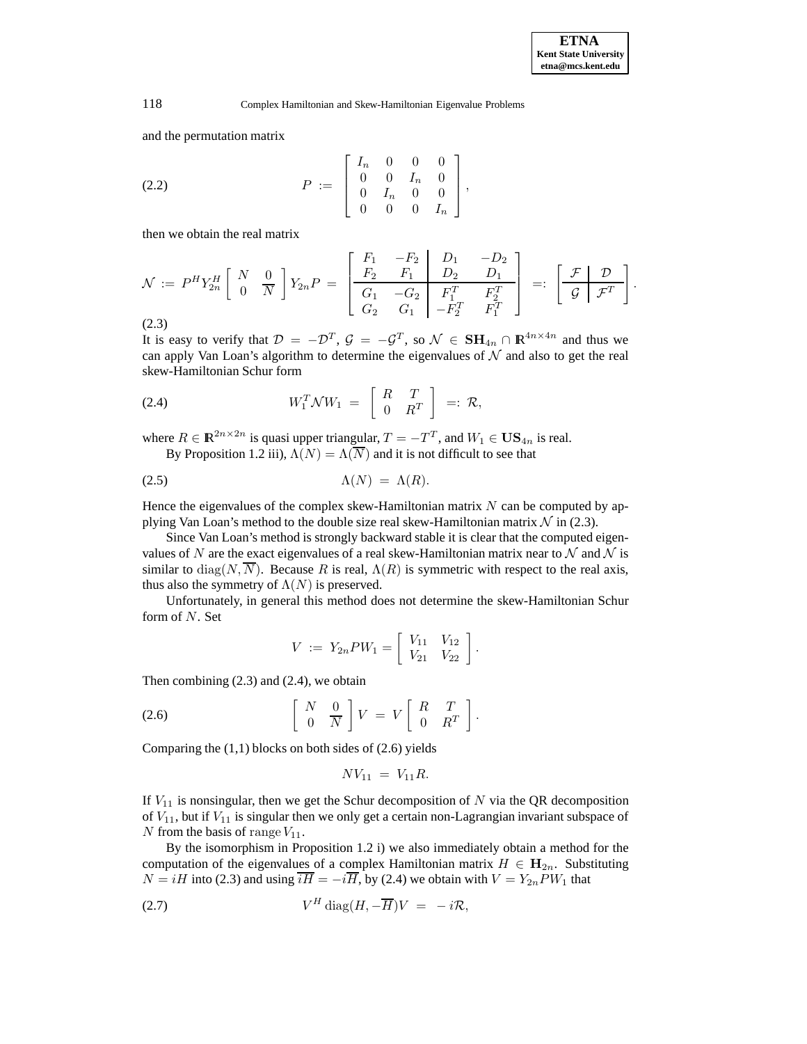and the permutation matrix

$$
P := \begin{bmatrix} I_n & 0 & 0 & 0 \\ 0 & 0 & I_n & 0 \\ 0 & I_n & 0 & 0 \\ 0 & 0 & 0 & I_n \end{bmatrix}, \tag{2.2}
$$

then we obtain the real matrix

$$
\mathcal{N} := P^H Y_{2n}^H \begin{bmatrix} N & 0 \\ 0 & \overline{N} \end{bmatrix} Y_{2n} P = \left[\begin{array}{cc|cc} F_1 & -F_2 & D_1 & -D_2 \\ F_2 & F_1 & D_2 & D_1 \\ \hline G_1 & -G_2 & F_1^T & F_2^T \\ G_2 & G_1 & -F_2^T & F_1^T \end{array}\right] =: \left[\begin{array}{c|c} \mathcal{F} & \mathcal{D} \\ \hline \mathcal{G} & \mathcal{F}^T \end{array}\right]. \tag{2.3}
$$

It is easy to verify that $\mathcal{D} = -\mathcal{D}^T$, $\mathcal{G} = -\mathcal{G}^T$, so $\mathcal{N} \in \mathbf{SH}_{4n} \cap \mathbb{R}^{4n\times 4n}$ and thus we can apply Van Loan's algorithm to determine the eigenvalues of $\mathcal{N}$ and also to get the real skew-Hamiltonian Schur form

$$
W_1^T \mathcal{N} W_1 = \begin{bmatrix} R & T \\ 0 & R^T \end{bmatrix} =: \mathcal{R}, \tag{2.4}
$$

where $R \in \mathbb{R}^{2n\times 2n}$ is quasi upper triangular, $T = -T^T$, and $W_1 \in \mathbf{US}_{4n}$ is real.

By Proposition 1.2 iii), $\Lambda(N) = \Lambda(\overline{N})$ and it is not difficult to see that

$$
\Lambda(N) = \Lambda(R). \tag{2.5}
$$

Hence the eigenvalues of the complex skew-Hamiltonian matrix $N$ can be computed by applying Van Loan's method to the double size real skew-Hamiltonian matrix $\mathcal{N}$ in (2.3).

Since Van Loan's method is strongly backward stable it is clear that the computed eigenvalues of $N$ are the exact eigenvalues of a real skew-Hamiltonian matrix near to $\mathcal{N}$ and $\mathcal{N}$ is similar to $\operatorname{diag}(N, \overline{N})$. Because $R$ is real, $\Lambda(R)$ is symmetric with respect to the real axis, thus also the symmetry of $\Lambda(N)$ is preserved.

Unfortunately, in general this method does not determine the skew-Hamiltonian Schur form of $N$. Set

$$
V := Y_{2n} P W_1 = \begin{bmatrix} V_{11} & V_{12} \\ V_{21} & V_{22} \end{bmatrix}.
$$

Then combining (2.3) and (2.4), we obtain

$$
\begin{bmatrix} N & 0 \\ 0 & \overline{N} \end{bmatrix} V = V \begin{bmatrix} R & T \\ 0 & R^T \end{bmatrix}. \tag{2.6}
$$

Comparing the (1,1) blocks on both sides of (2.6) yields

$$
N V_{11} = V_{11} R.
$$

If $V_{11}$ is nonsingular, then we get the Schur decomposition of $N$ via the QR decomposition of $V_{11}$, but if $V_{11}$ is singular then we only get a certain non-Lagrangian invariant subspace of $N$ from the basis of $\operatorname{range} V_{11}$.

By the isomorphism in Proposition 1.2 i) we also immediately obtain a method for the computation of the eigenvalues of a complex Hamiltonian matrix $H \in \mathbf{H}_{2n}$. Substituting $N = iH$ into (2.3) and using $\overline{iH} = -i\overline{H}$, by (2.4) we obtain with $V = Y_{2n} P W_1$ that

$$
V^H \operatorname{diag}(H, -\overline{H}) V = -i\mathcal{R}, \tag{2.7}
$$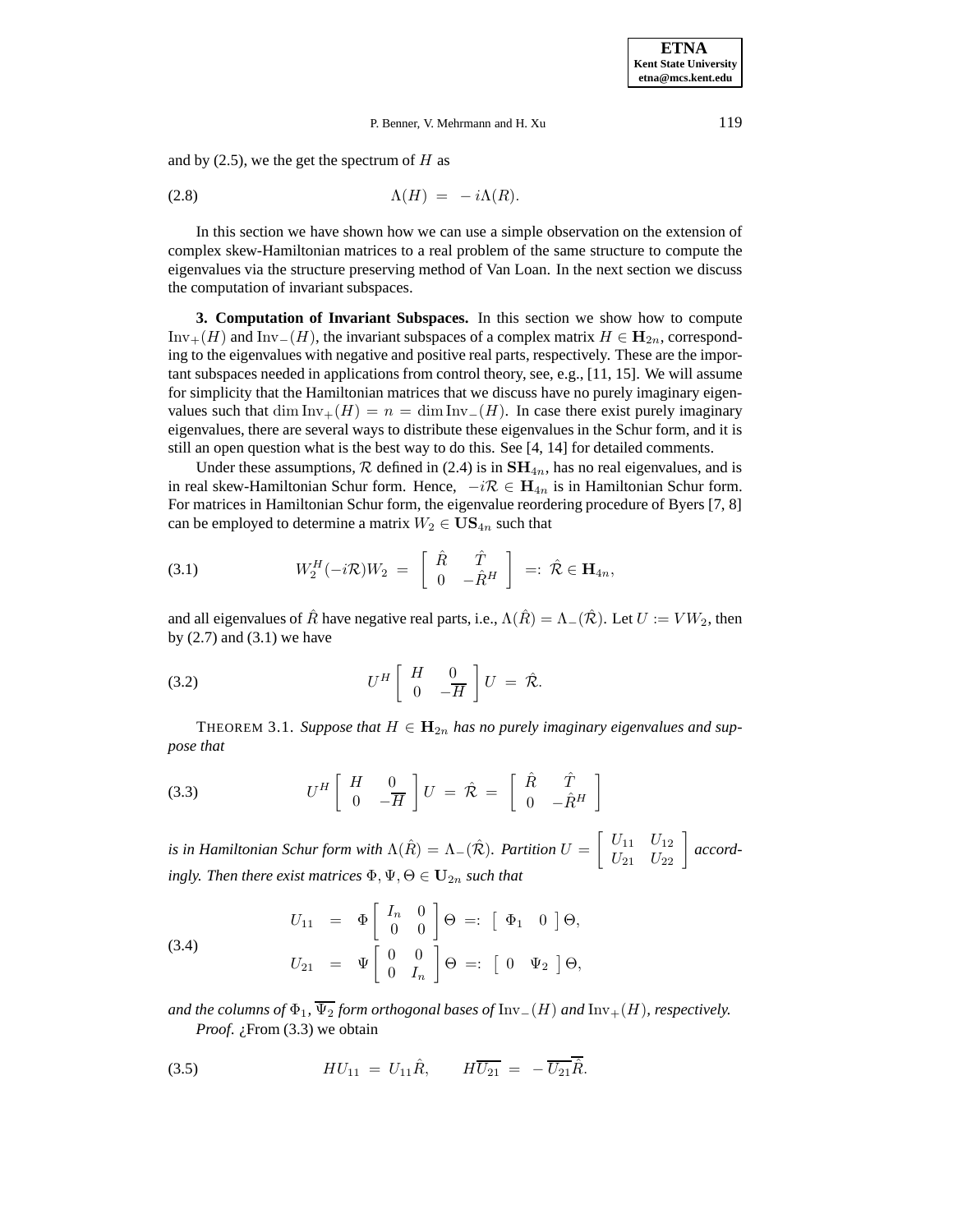and by (2.5), we the get the spectrum of $H$ as

$$\Lambda(H) \ = \ -i\Lambda(R). \tag{2.8}$$

In this section we have shown how we can use a simple observation on the extension of complex skew-Hamiltonian matrices to a real problem of the same structure to compute the eigenvalues via the structure preserving method of Van Loan. In the next section we discuss the computation of invariant subspaces.

**3. Computation of Invariant Subspaces.** In this section we show how to compute $\operatorname{Inv}_+(H)$ and $\operatorname{Inv}_-(H)$, the invariant subspaces of a complex matrix $H \in \mathbf{H}_{2n}$, corresponding to the eigenvalues with negative and positive real parts, respectively. These are the important subspaces needed in applications from control theory, see, e.g., [11, 15]. We will assume for simplicity that the Hamiltonian matrices that we discuss have no purely imaginary eigenvalues such that $\dim \operatorname{Inv}_+(H) = n = \dim \operatorname{Inv}_-(H)$. In case there exist purely imaginary eigenvalues, there are several ways to distribute these eigenvalues in the Schur form, and it is still an open question what is the best way to do this. See [4, 14] for detailed comments.

Under these assumptions, $\mathcal{R}$ defined in (2.4) is in $\mathbf{SH}_{4n}$, has no real eigenvalues, and is in real skew-Hamiltonian Schur form. Hence, $-i\mathcal{R} \in \mathbf{H}_{4n}$ is in Hamiltonian Schur form. For matrices in Hamiltonian Schur form, the eigenvalue reordering procedure of Byers [7, 8] can be employed to determine a matrix $W_2 \in \mathbf{US}_{4n}$ such that

$$W_2^H(-i\mathcal{R})W_2 \ = \ \begin{bmatrix} \hat{R} & \hat{T} \\ 0 & -\hat{R}^H \end{bmatrix} \ =: \ \hat{\mathcal{R}} \in \mathbf{H}_{4n}, \tag{3.1}$$

and all eigenvalues of $\hat{R}$ have negative real parts, i.e., $\Lambda(\hat{R}) = \Lambda_-(\hat{\mathcal{R}})$. Let $U := VW_2$, then by (2.7) and (3.1) we have

$$U^H \begin{bmatrix} H & 0 \\ 0 & -\overline{H} \end{bmatrix} U \ = \ \hat{\mathcal{R}}. \tag{3.2}$$

THEOREM 3.1. *Suppose that $H \in \mathbf{H}_{2n}$ has no purely imaginary eigenvalues and suppose that*

$$U^H \begin{bmatrix} H & 0 \\ 0 & -\overline{H} \end{bmatrix} U \ = \ \hat{\mathcal{R}} \ = \ \begin{bmatrix} \hat{R} & \hat{T} \\ 0 & -\hat{R}^H \end{bmatrix} \tag{3.3}$$

*is in Hamiltonian Schur form with $\Lambda(\hat{R}) = \Lambda_-(\hat{\mathcal{R}})$. Partition $U = \begin{bmatrix} U_{11} & U_{12} \\ U_{21} & U_{22} \end{bmatrix}$ accordingly. Then there exist matrices $\Phi, \Psi, \Theta \in \mathbf{U}_{2n}$ such that*

$$\begin{aligned} U_{11} &= \Phi \begin{bmatrix} I_n & 0 \\ 0 & 0 \end{bmatrix} \Theta \ =: \ \begin{bmatrix} \Phi_1 & 0 \end{bmatrix} \Theta, \\ U_{21} &= \Psi \begin{bmatrix} 0 & 0 \\ 0 & I_n \end{bmatrix} \Theta \ =: \ \begin{bmatrix} 0 & \Psi_2 \end{bmatrix} \Theta, \end{aligned} \tag{3.4}$$

*and the columns of $\Phi_1$, $\overline{\Psi_2}$ form orthogonal bases of $\operatorname{Inv}_-(H)$ and $\operatorname{Inv}_+(H)$, respectively.*

*Proof.* ¿From (3.3) we obtain

$$HU_{11} \ = \ U_{11}\hat{R}, \qquad H\overline{U_{21}} \ = \ -\overline{U_{21}}\overline{\hat{R}}. \tag{3.5}$$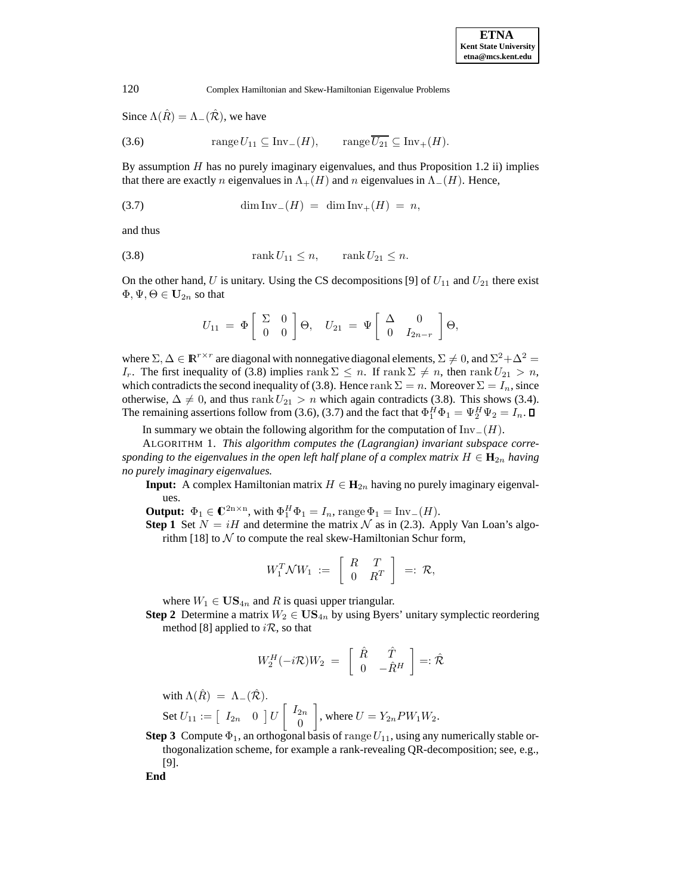Since $\Lambda(\hat{R}) = \Lambda_-(\hat{\mathcal{R}})$, we have

$$\operatorname{range} U_{11} \subseteq \operatorname{Inv}_-(H), \qquad \operatorname{range} \overline{U_{21}} \subseteq \operatorname{Inv}_+(H). \tag{3.6}$$

By assumption $H$ has no purely imaginary eigenvalues, and thus Proposition 1.2 ii) implies that there are exactly $n$ eigenvalues in $\Lambda_+(H)$ and $n$ eigenvalues in $\Lambda_-(H)$. Hence,

$$\dim \operatorname{Inv}_-(H) \;=\; \dim \operatorname{Inv}_+(H) \;=\; n, \tag{3.7}$$

and thus

$$\operatorname{rank} U_{11} \leq n, \qquad \operatorname{rank} U_{21} \leq n. \tag{3.8}$$

On the other hand, $U$ is unitary. Using the CS decompositions [9] of $U_{11}$ and $U_{21}$ there exist $\Phi, \Psi, \Theta \in \mathbf{U}_{2n}$ so that

$$U_{11} \;=\; \Phi \begin{bmatrix} \Sigma & 0 \\ 0 & 0 \end{bmatrix} \Theta, \quad U_{21} \;=\; \Psi \begin{bmatrix} \Delta & 0 \\ 0 & I_{2n-r} \end{bmatrix} \Theta,$$

where $\Sigma, \Delta \in \mathbb{R}^{r \times r}$ are diagonal with nonnegative diagonal elements, $\Sigma \neq 0$, and $\Sigma^2 + \Delta^2 = I_r$. The first inequality of (3.8) implies $\operatorname{rank} \Sigma \leq n$. If $\operatorname{rank} \Sigma \neq n$, then $\operatorname{rank} U_{21} > n$, which contradicts the second inequality of (3.8). Hence $\operatorname{rank} \Sigma = n$. Moreover $\Sigma = I_n$, since otherwise, $\Delta \neq 0$, and thus $\operatorname{rank} U_{21} > n$ which again contradicts (3.8). This shows (3.4). The remaining assertions follow from (3.6), (3.7) and the fact that $\Phi_1^H \Phi_1 = \Psi_2^H \Psi_2 = I_n$. ∎

In summary we obtain the following algorithm for the computation of $\operatorname{Inv}_-(H)$.

ALGORITHM 1. *This algorithm computes the (Lagrangian) invariant subspace corresponding to the eigenvalues in the open left half plane of a complex matrix $H \in \mathbf{H}_{2n}$ having no purely imaginary eigenvalues.*

**Input:** A complex Hamiltonian matrix $H \in \mathbf{H}_{2n}$ having no purely imaginary eigenvalues.

**Output:** $\Phi_1 \in \mathbb{C}^{2n \times n}$, with $\Phi_1^H \Phi_1 = I_n$, $\operatorname{range} \Phi_1 = \operatorname{Inv}_-(H)$.

**Step 1** Set $N = iH$ and determine the matrix $\mathcal{N}$ as in (2.3). Apply Van Loan's algorithm [18] to $\mathcal{N}$ to compute the real skew-Hamiltonian Schur form,

$$W_1^T \mathcal{N} W_1 \;:=\; \begin{bmatrix} R & T \\ 0 & R^T \end{bmatrix} \;=:\; \mathcal{R},$$

where $W_1 \in \mathbf{US}_{4n}$ and $R$ is quasi upper triangular.

**Step 2** Determine a matrix $W_2 \in \mathbf{US}_{4n}$ by using Byers' unitary symplectic reordering method [8] applied to $i\mathcal{R}$, so that

$$W_2^H(-i\mathcal{R})W_2 \;=\; \begin{bmatrix} \hat{R} & \hat{T} \\ 0 & -\hat{R}^H \end{bmatrix} =: \hat{\mathcal{R}}$$

with $\Lambda(\hat{R}) \;=\; \Lambda_-(\hat{\mathcal{R}})$.

Set $U_{11} := \begin{bmatrix} I_{2n} & 0 \end{bmatrix} U \begin{bmatrix} I_{2n} \\ 0 \end{bmatrix}$, where $U = Y_{2n} P W_1 W_2$.

**Step 3** Compute $\Phi_1$, an orthogonal basis of $\operatorname{range} U_{11}$, using any numerically stable orthogonalization scheme, for example a rank-revealing QR-decomposition; see, e.g., [9].

**End**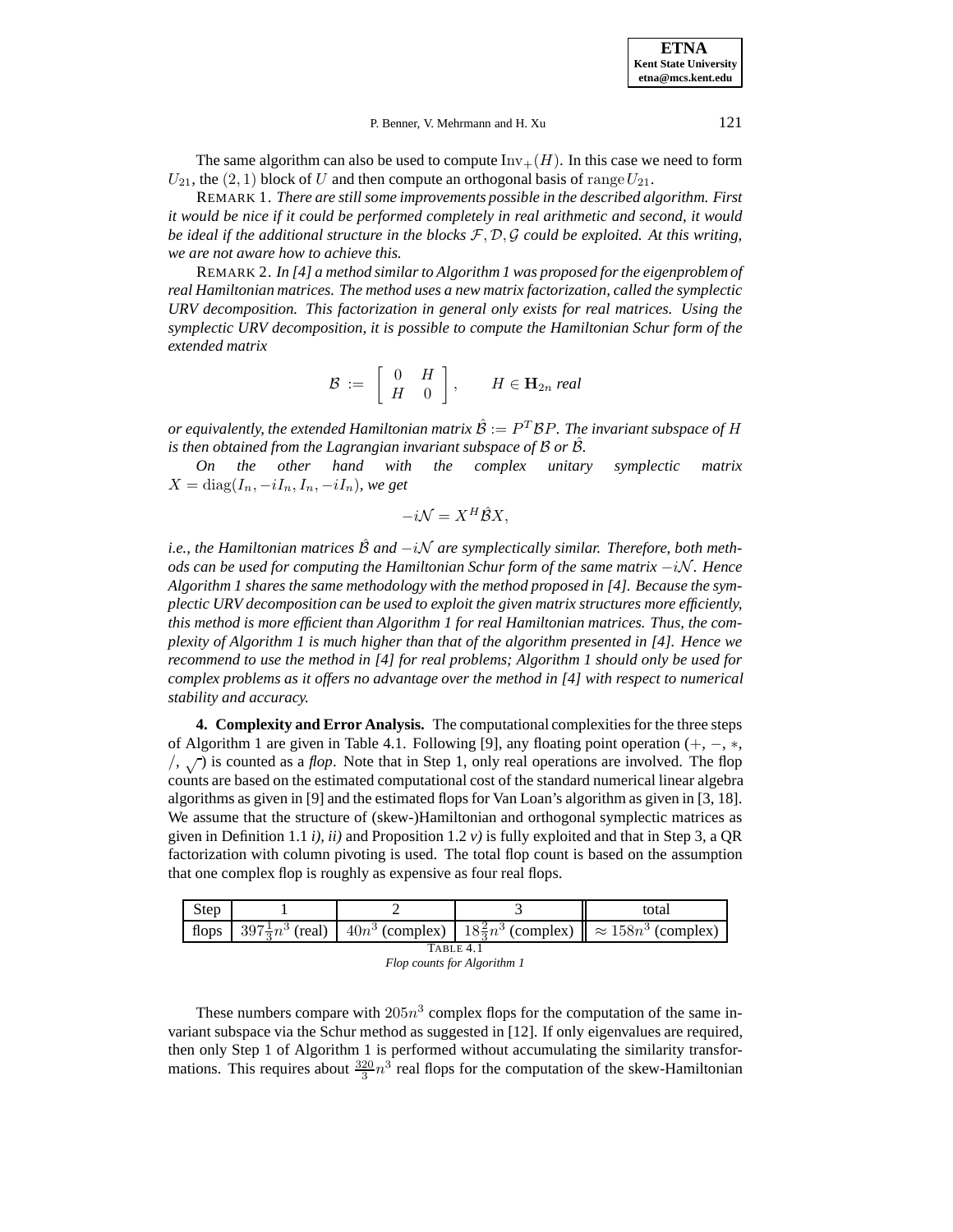The same algorithm can also be used to compute $\mathrm{Inv}_+(H)$. In this case we need to form $U_{21}$, the $(2,1)$ block of $U$ and then compute an orthogonal basis of $\mathrm{range}\, U_{21}$.

REMARK 1. *There are still some improvements possible in the described algorithm. First it would be nice if it could be performed completely in real arithmetic and second, it would be ideal if the additional structure in the blocks $\mathcal{F}, \mathcal{D}, \mathcal{G}$ could be exploited. At this writing, we are not aware how to achieve this.*

REMARK 2. *In [4] a method similar to Algorithm 1 was proposed for the eigenproblem of real Hamiltonian matrices. The method uses a new matrix factorization, called the symplectic URV decomposition. This factorization in general only exists for real matrices. Using the symplectic URV decomposition, it is possible to compute the Hamiltonian Schur form of the extended matrix*

$$\mathcal{B} := \begin{bmatrix} 0 & H \\ H & 0 \end{bmatrix}, \qquad H \in \mathbf{H}_{2n} \textit{ real}$$

*or equivalently, the extended Hamiltonian matrix $\hat{\mathcal{B}} := P^T \mathcal{B} P$. The invariant subspace of $H$ is then obtained from the Lagrangian invariant subspace of $\mathcal{B}$ or $\hat{\mathcal{B}}$.*

*On the other hand with the complex unitary symplectic matrix $X = \mathrm{diag}(I_n, -iI_n, I_n, -iI_n)$, we get*

$$-i\mathcal{N} = X^H \hat{\mathcal{B}} X,$$

*i.e., the Hamiltonian matrices $\hat{\mathcal{B}}$ and $-i\mathcal{N}$ are symplectically similar. Therefore, both methods can be used for computing the Hamiltonian Schur form of the same matrix $-i\mathcal{N}$. Hence Algorithm 1 shares the same methodology with the method proposed in [4]. Because the symplectic URV decomposition can be used to exploit the given matrix structures more efficiently, this method is more efficient than Algorithm 1 for real Hamiltonian matrices. Thus, the complexity of Algorithm 1 is much higher than that of the algorithm presented in [4]. Hence we recommend to use the method in [4] for real problems; Algorithm 1 should only be used for complex problems as it offers no advantage over the method in [4] with respect to numerical stability and accuracy.*

**4. Complexity and Error Analysis.** The computational complexities for the three steps of Algorithm 1 are given in Table 4.1. Following [9], any floating point operation ($+$, $-$, $*$, $/$, $\sqrt{\ }$) is counted as a *flop*. Note that in Step 1, only real operations are involved. The flop counts are based on the estimated computational cost of the standard numerical linear algebra algorithms as given in [9] and the estimated flops for Van Loan's algorithm as given in [3, 18]. We assume that the structure of (skew-)Hamiltonian and orthogonal symplectic matrices as given in Definition 1.1 *i), ii)* and Proposition 1.2 *v)* is fully exploited and that in Step 3, a QR factorization with column pivoting is used. The total flop count is based on the assumption that one complex flop is roughly as expensive as four real flops.

| Step | 1 | 2 | 3 | total |
|---|---|---|---|---|
| flops | $397\frac{1}{3}n^3$ (real) | $40n^3$ (complex) | $18\frac{2}{3}n^3$ (complex) | $\approx 158n^3$ (complex) |

TABLE 4.1
*Flop counts for Algorithm 1*

These numbers compare with $205n^3$ complex flops for the computation of the same invariant subspace via the Schur method as suggested in [12]. If only eigenvalues are required, then only Step 1 of Algorithm 1 is performed without accumulating the similarity transformations. This requires about $\frac{320}{3}n^3$ real flops for the computation of the skew-Hamiltonian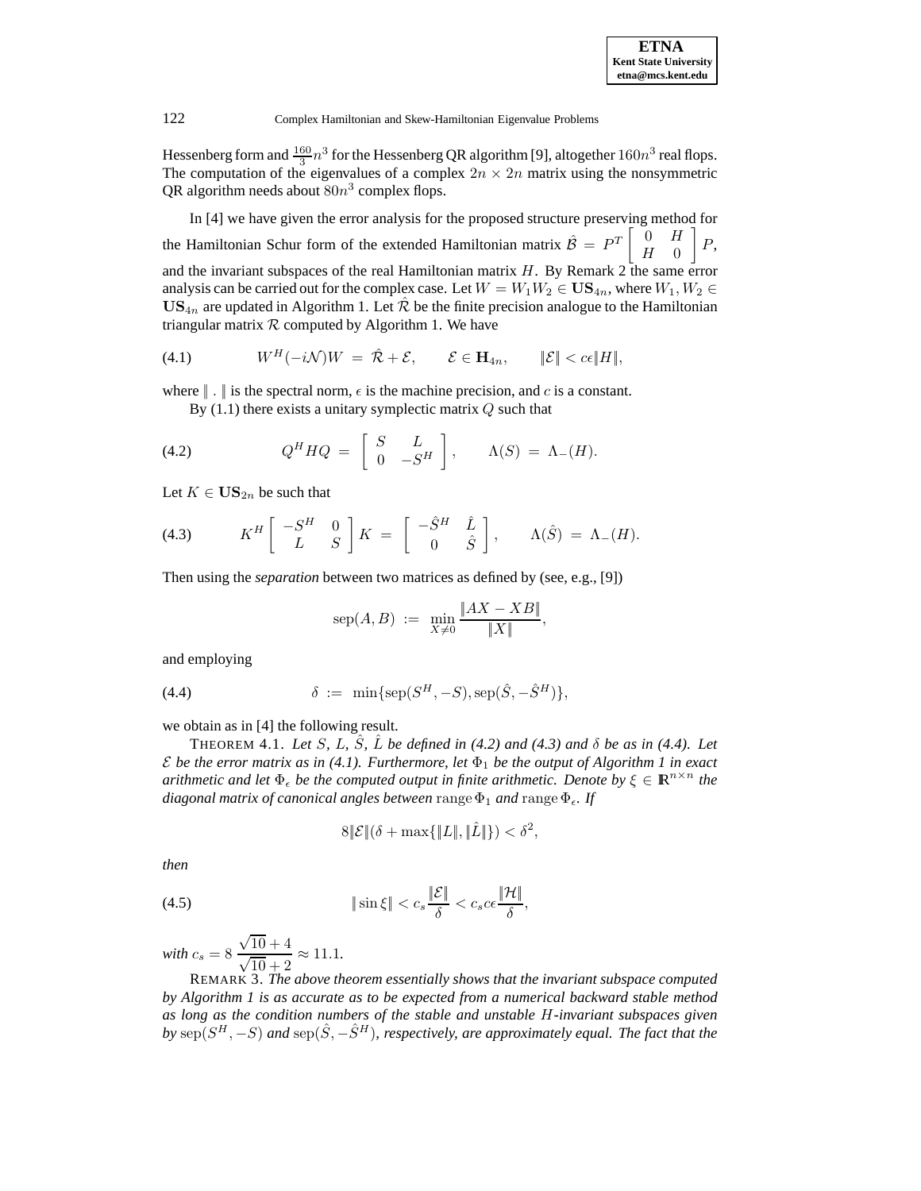Hessenberg form and $\frac{160}{3}n^3$ for the Hessenberg QR algorithm [9], altogether $160n^3$ real flops. The computation of the eigenvalues of a complex $2n \times 2n$ matrix using the nonsymmetric QR algorithm needs about $80n^3$ complex flops.

In [4] we have given the error analysis for the proposed structure preserving method for the Hamiltonian Schur form of the extended Hamiltonian matrix $\hat{\mathcal{B}} = P^T \begin{bmatrix} 0 & H \\ H & 0 \end{bmatrix} P$, and the invariant subspaces of the real Hamiltonian matrix $H$. By Remark 2 the same error analysis can be carried out for the complex case. Let $W = W_1 W_2 \in \mathbf{US}_{4n}$, where $W_1, W_2 \in \mathbf{US}_{4n}$ are updated in Algorithm 1. Let $\hat{\mathcal{R}}$ be the finite precision analogue to the Hamiltonian triangular matrix $\mathcal{R}$ computed by Algorithm 1. We have

$$W^H(-i\mathcal{N})W = \hat{\mathcal{R}} + \mathcal{E}, \qquad \mathcal{E} \in \mathbf{H}_{4n}, \qquad \|\mathcal{E}\| < c\epsilon\|H\|, \tag{4.1}$$

where $\|\,.\,\|$ is the spectral norm, $\epsilon$ is the machine precision, and $c$ is a constant.

By (1.1) there exists a unitary symplectic matrix $Q$ such that

$$Q^H H Q = \begin{bmatrix} S & L \\ 0 & -S^H \end{bmatrix}, \qquad \Lambda(S) = \Lambda_-(H). \tag{4.2}$$

Let $K \in \mathbf{US}_{2n}$ be such that

$$K^H \begin{bmatrix} -S^H & 0 \\ L & S \end{bmatrix} K = \begin{bmatrix} -\hat{S}^H & \hat{L} \\ 0 & \hat{S} \end{bmatrix}, \qquad \Lambda(\hat{S}) = \Lambda_-(H). \tag{4.3}$$

Then using the *separation* between two matrices as defined by (see, e.g., [9])

$$\operatorname{sep}(A, B) := \min_{X \neq 0} \frac{\|AX - XB\|}{\|X\|},$$

and employing

$$\delta := \min\{\operatorname{sep}(S^H, -S), \operatorname{sep}(\hat{S}, -\hat{S}^H)\}, \tag{4.4}$$

we obtain as in [4] the following result.

THEOREM 4.1. *Let $S$, $L$, $\hat{S}$, $\hat{L}$ be defined in (4.2) and (4.3) and $\delta$ be as in (4.4). Let $\mathcal{E}$ be the error matrix as in (4.1). Furthermore, let $\Phi_1$ be the output of Algorithm 1 in exact arithmetic and let $\Phi_\epsilon$ be the computed output in finite arithmetic. Denote by $\xi \in \mathbb{R}^{n\times n}$ the diagonal matrix of canonical angles between $\operatorname{range}\Phi_1$ and $\operatorname{range}\Phi_\epsilon$. If*

$$8\|\mathcal{E}\|(\delta + \max\{\|L\|, \|\hat{L}\|\}) < \delta^2,$$

*then*

$$\|\sin\xi\| < c_s \frac{\|\mathcal{E}\|}{\delta} < c_s c \epsilon \frac{\|\mathcal{H}\|}{\delta}, \tag{4.5}$$

*with* $c_s = 8\,\dfrac{\sqrt{10}+4}{\sqrt{10}+2} \approx 11.1.$

REMARK 3. *The above theorem essentially shows that the invariant subspace computed by Algorithm 1 is as accurate as to be expected from a numerical backward stable method as long as the condition numbers of the stable and unstable $H$-invariant subspaces given by $\operatorname{sep}(S^H, -S)$ and $\operatorname{sep}(\hat{S}, -\hat{S}^H)$, respectively, are approximately equal. The fact that the*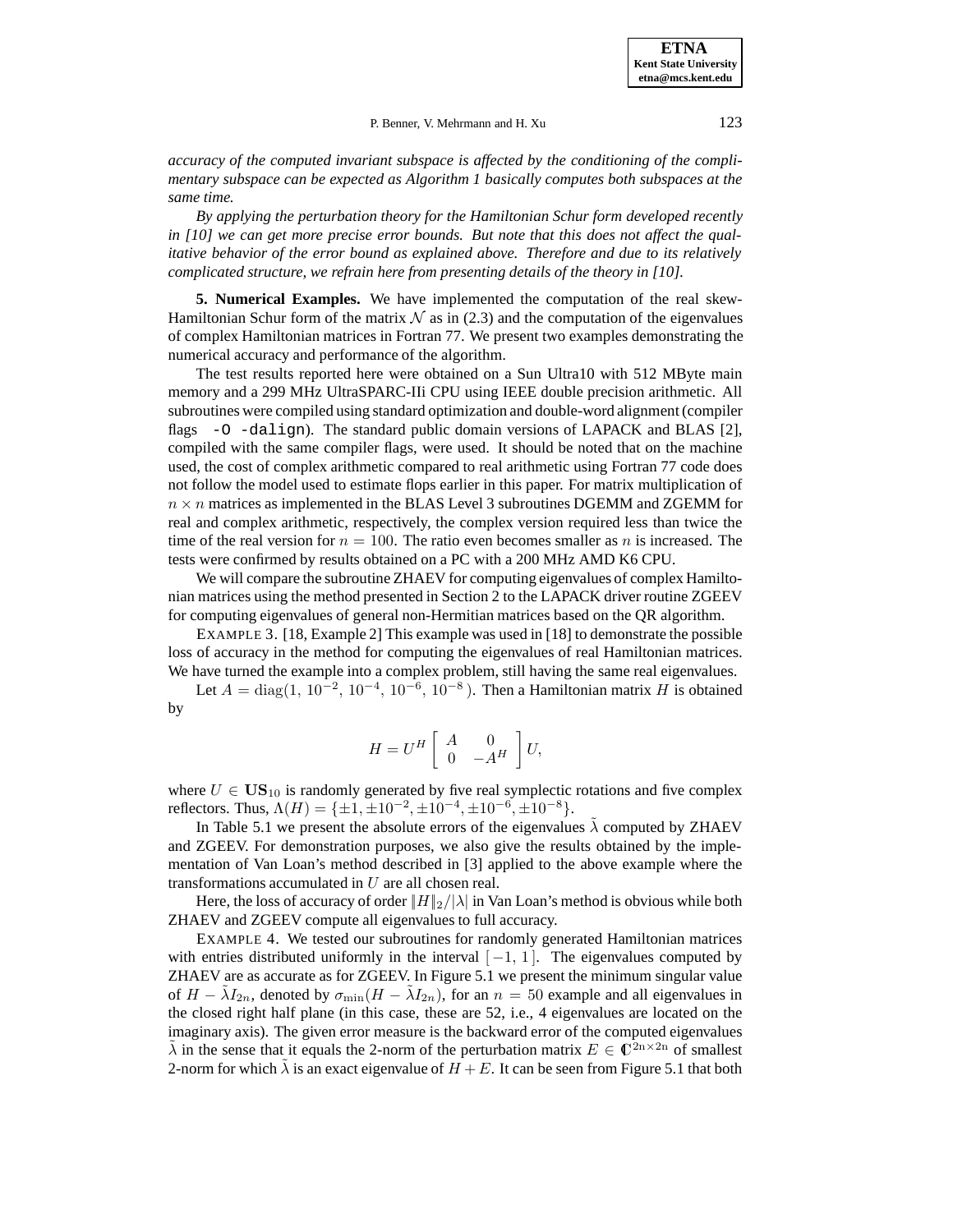*accuracy of the computed invariant subspace is affected by the conditioning of the complimentary subspace can be expected as Algorithm 1 basically computes both subspaces at the same time.*

*By applying the perturbation theory for the Hamiltonian Schur form developed recently in [10] we can get more precise error bounds. But note that this does not affect the qualitative behavior of the error bound as explained above. Therefore and due to its relatively complicated structure, we refrain here from presenting details of the theory in [10].*

**5. Numerical Examples.** We have implemented the computation of the real skew-Hamiltonian Schur form of the matrix $\mathcal{N}$ as in (2.3) and the computation of the eigenvalues of complex Hamiltonian matrices in Fortran 77. We present two examples demonstrating the numerical accuracy and performance of the algorithm.

The test results reported here were obtained on a Sun Ultra10 with 512 MByte main memory and a 299 MHz UltraSPARC-IIi CPU using IEEE double precision arithmetic. All subroutines were compiled using standard optimization and double-word alignment (compiler flags `-O -dalign`). The standard public domain versions of LAPACK and BLAS [2], compiled with the same compiler flags, were used. It should be noted that on the machine used, the cost of complex arithmetic compared to real arithmetic using Fortran 77 code does not follow the model used to estimate flops earlier in this paper. For matrix multiplication of $n \times n$ matrices as implemented in the BLAS Level 3 subroutines DGEMM and ZGEMM for real and complex arithmetic, respectively, the complex version required less than twice the time of the real version for $n = 100$. The ratio even becomes smaller as $n$ is increased. The tests were confirmed by results obtained on a PC with a 200 MHz AMD K6 CPU.

We will compare the subroutine ZHAEV for computing eigenvalues of complex Hamiltonian matrices using the method presented in Section 2 to the LAPACK driver routine ZGEEV for computing eigenvalues of general non-Hermitian matrices based on the QR algorithm.

EXAMPLE 3. [18, Example 2] This example was used in [18] to demonstrate the possible loss of accuracy in the method for computing the eigenvalues of real Hamiltonian matrices. We have turned the example into a complex problem, still having the same real eigenvalues.

Let $A = \operatorname{diag}(1, 10^{-2}, 10^{-4}, 10^{-6}, 10^{-8})$. Then a Hamiltonian matrix $H$ is obtained by

$$H = U^H \begin{bmatrix} A & 0 \\ 0 & -A^H \end{bmatrix} U,$$

where $U \in \mathbf{US}_{10}$ is randomly generated by five real symplectic rotations and five complex reflectors. Thus, $\Lambda(H) = \{\pm 1, \pm 10^{-2}, \pm 10^{-4}, \pm 10^{-6}, \pm 10^{-8}\}$.

In Table 5.1 we present the absolute errors of the eigenvalues $\tilde{\lambda}$ computed by ZHAEV and ZGEEV. For demonstration purposes, we also give the results obtained by the implementation of Van Loan's method described in [3] applied to the above example where the transformations accumulated in $U$ are all chosen real.

Here, the loss of accuracy of order $\|H\|_2/|\lambda|$ in Van Loan's method is obvious while both ZHAEV and ZGEEV compute all eigenvalues to full accuracy.

EXAMPLE 4. We tested our subroutines for randomly generated Hamiltonian matrices with entries distributed uniformly in the interval $[-1, 1]$. The eigenvalues computed by ZHAEV are as accurate as for ZGEEV. In Figure 5.1 we present the minimum singular value of $H - \tilde{\lambda} I_{2n}$, denoted by $\sigma_{\min}(H - \tilde{\lambda} I_{2n})$, for an $n = 50$ example and all eigenvalues in the closed right half plane (in this case, these are 52, i.e., 4 eigenvalues are located on the imaginary axis). The given error measure is the backward error of the computed eigenvalues $\tilde{\lambda}$ in the sense that it equals the 2-norm of the perturbation matrix $E \in \mathbb{C}^{2n \times 2n}$ of smallest 2-norm for which $\tilde{\lambda}$ is an exact eigenvalue of $H + E$. It can be seen from Figure 5.1 that both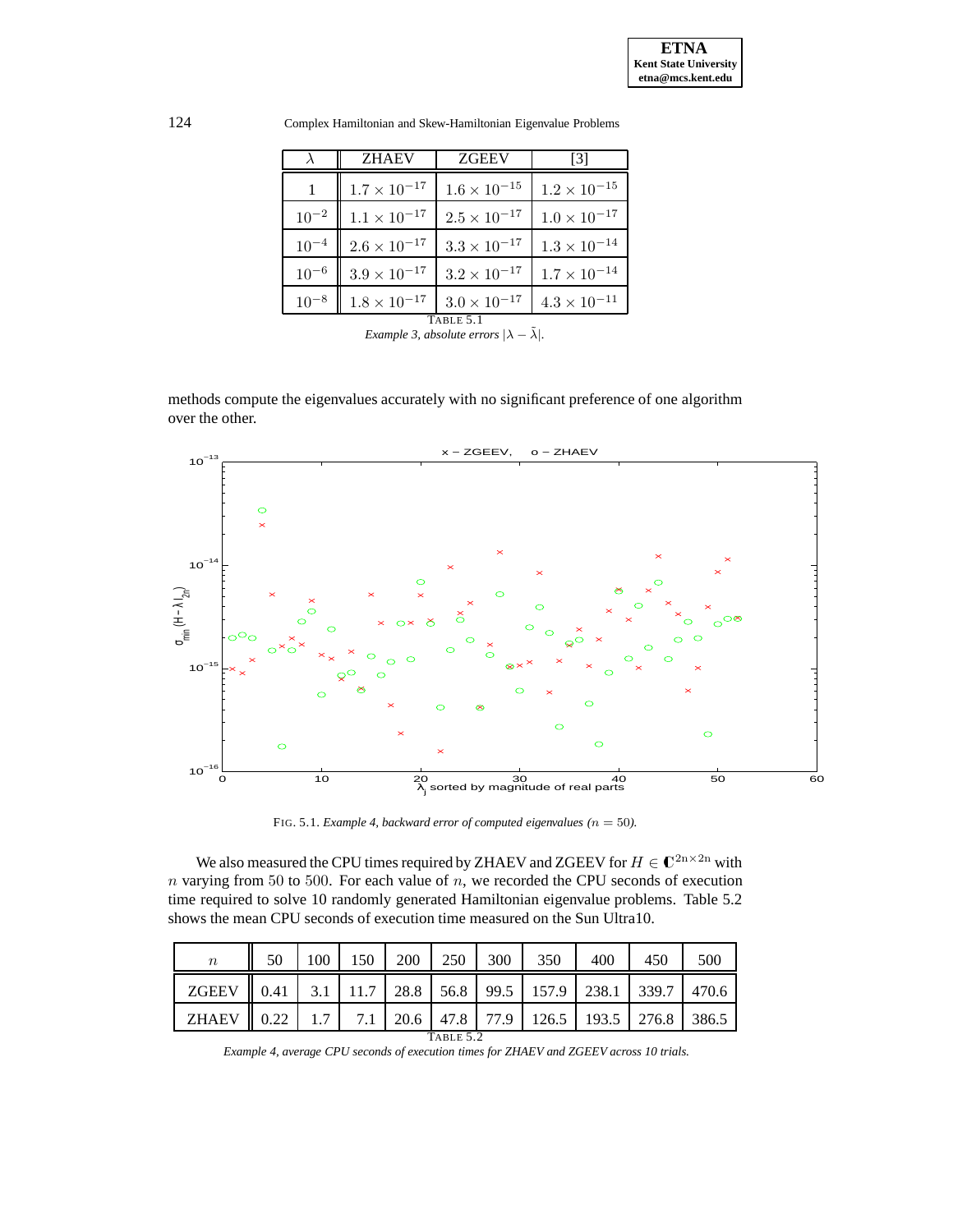| $\lambda$ | ZHAEV | ZGEEV | [3] |
|---|---|---|---|
| 1 | $1.7 \times 10^{-17}$ | $1.6 \times 10^{-15}$ | $1.2 \times 10^{-15}$ |
| $10^{-2}$ | $1.1 \times 10^{-17}$ | $2.5 \times 10^{-17}$ | $1.0 \times 10^{-17}$ |
| $10^{-4}$ | $2.6 \times 10^{-17}$ | $3.3 \times 10^{-17}$ | $1.3 \times 10^{-14}$ |
| $10^{-6}$ | $3.9 \times 10^{-17}$ | $3.2 \times 10^{-17}$ | $1.7 \times 10^{-14}$ |
| $10^{-8}$ | $1.8 \times 10^{-17}$ | $3.0 \times 10^{-17}$ | $4.3 \times 10^{-11}$ |

TABLE 5.1

*Example 3, absolute errors $|\lambda - \tilde{\lambda}|$.*

methods compute the eigenvalues accurately with no significant preference of one algorithm over the other.

FIG. 5.1. *Example 4, backward error of computed eigenvalues ($n = 50$).*

We also measured the CPU times required by ZHAEV and ZGEEV for $H \in \mathbb{C}^{2n \times 2n}$ with $n$ varying from $50$ to $500$. For each value of $n$, we recorded the CPU seconds of execution time required to solve 10 randomly generated Hamiltonian eigenvalue problems. Table 5.2 shows the mean CPU seconds of execution time measured on the Sun Ultra10.

| $n$ | 50 | 100 | 150 | 200 | 250 | 300 | 350 | 400 | 450 | 500 |
|---|---|---|---|---|---|---|---|---|---|---|
| ZGEEV | 0.41 | 3.1 | 11.7 | 28.8 | 56.8 | 99.5 | 157.9 | 238.1 | 339.7 | 470.6 |
| ZHAEV | 0.22 | 1.7 | 7.1 | 20.6 | 47.8 | 77.9 | 126.5 | 193.5 | 276.8 | 386.5 |

TABLE 5.2

*Example 4, average CPU seconds of execution times for ZHAEV and ZGEEV across 10 trials.*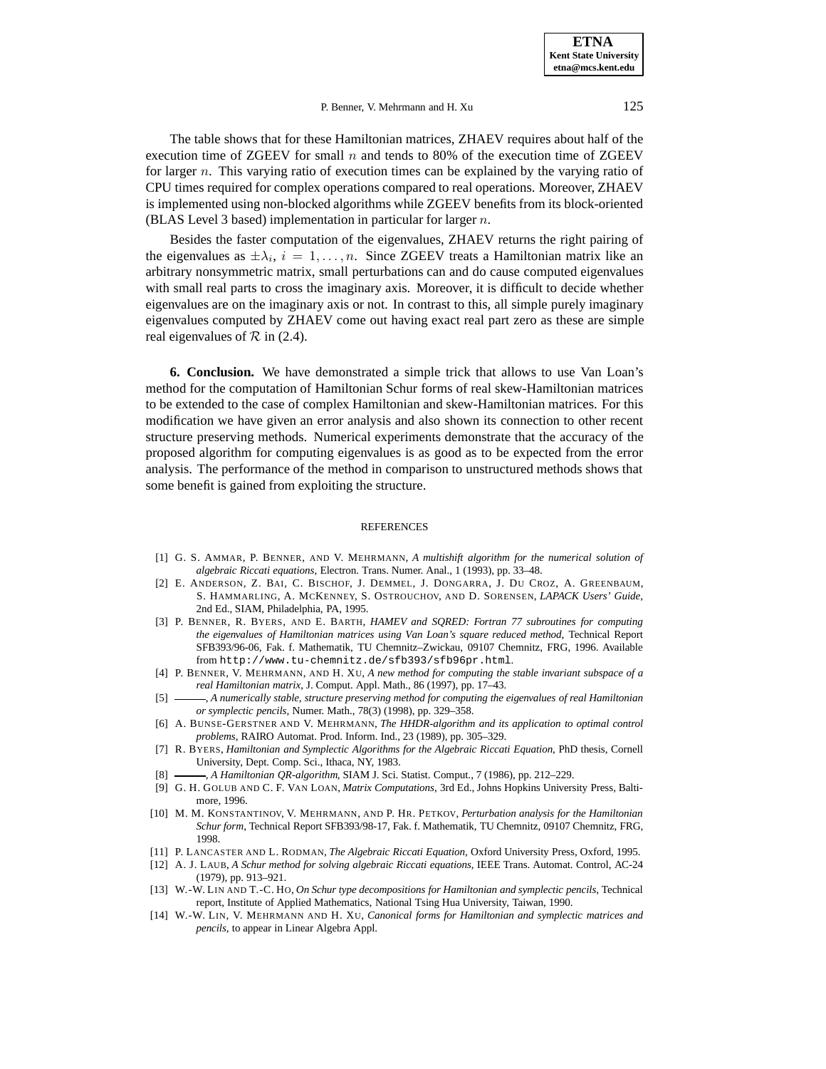The table shows that for these Hamiltonian matrices, ZHAEV requires about half of the execution time of ZGEEV for small $n$ and tends to 80% of the execution time of ZGEEV for larger $n$. This varying ratio of execution times can be explained by the varying ratio of CPU times required for complex operations compared to real operations. Moreover, ZHAEV is implemented using non-blocked algorithms while ZGEEV benefits from its block-oriented (BLAS Level 3 based) implementation in particular for larger $n$.

Besides the faster computation of the eigenvalues, ZHAEV returns the right pairing of the eigenvalues as $\pm\lambda_i$, $i = 1, \ldots, n$. Since ZGEEV treats a Hamiltonian matrix like an arbitrary nonsymmetric matrix, small perturbations can and do cause computed eigenvalues with small real parts to cross the imaginary axis. Moreover, it is difficult to decide whether eigenvalues are on the imaginary axis or not. In contrast to this, all simple purely imaginary eigenvalues computed by ZHAEV come out having exact real part zero as these are simple real eigenvalues of $\mathcal{R}$ in (2.4).

**6. Conclusion.** We have demonstrated a simple trick that allows to use Van Loan's method for the computation of Hamiltonian Schur forms of real skew-Hamiltonian matrices to be extended to the case of complex Hamiltonian and skew-Hamiltonian matrices. For this modification we have given an error analysis and also shown its connection to other recent structure preserving methods. Numerical experiments demonstrate that the accuracy of the proposed algorithm for computing eigenvalues is as good as to be expected from the error analysis. The performance of the method in comparison to unstructured methods shows that some benefit is gained from exploiting the structure.

## REFERENCES

[1] G. S. Ammar, P. Benner, and V. Mehrmann, *A multishift algorithm for the numerical solution of algebraic Riccati equations*, Electron. Trans. Numer. Anal., 1 (1993), pp. 33–48.

[2] E. Anderson, Z. Bai, C. Bischof, J. Demmel, J. Dongarra, J. Du Croz, A. Greenbaum, S. Hammarling, A. McKenney, S. Ostrouchov, and D. Sorensen, *LAPACK Users' Guide*, 2nd Ed., SIAM, Philadelphia, PA, 1995.

[3] P. Benner, R. Byers, and E. Barth, *HAMEV and SQRED: Fortran 77 subroutines for computing the eigenvalues of Hamiltonian matrices using Van Loan's square reduced method*, Technical Report SFB393/96-06, Fak. f. Mathematik, TU Chemnitz–Zwickau, 09107 Chemnitz, FRG, 1996. Available from `http://www.tu-chemnitz.de/sfb393/sfb96pr.html`.

[4] P. Benner, V. Mehrmann, and H. Xu, *A new method for computing the stable invariant subspace of a real Hamiltonian matrix*, J. Comput. Appl. Math., 86 (1997), pp. 17–43.

[5] ———, *A numerically stable, structure preserving method for computing the eigenvalues of real Hamiltonian or symplectic pencils*, Numer. Math., 78(3) (1998), pp. 329–358.

[6] A. Bunse-Gerstner and V. Mehrmann, *The HHDR-algorithm and its application to optimal control problems*, RAIRO Automat. Prod. Inform. Ind., 23 (1989), pp. 305–329.

[7] R. Byers, *Hamiltonian and Symplectic Algorithms for the Algebraic Riccati Equation*, PhD thesis, Cornell University, Dept. Comp. Sci., Ithaca, NY, 1983.

[8] ———, *A Hamiltonian QR-algorithm*, SIAM J. Sci. Statist. Comput., 7 (1986), pp. 212–229.

[9] G. H. Golub and C. F. Van Loan, *Matrix Computations*, 3rd Ed., Johns Hopkins University Press, Baltimore, 1996.

[10] M. M. Konstantinov, V. Mehrmann, and P. Hr. Petkov, *Perturbation analysis for the Hamiltonian Schur form*, Technical Report SFB393/98-17, Fak. f. Mathematik, TU Chemnitz, 09107 Chemnitz, FRG, 1998.

[11] P. Lancaster and L. Rodman, *The Algebraic Riccati Equation*, Oxford University Press, Oxford, 1995.

[12] A. J. Laub, *A Schur method for solving algebraic Riccati equations*, IEEE Trans. Automat. Control, AC-24 (1979), pp. 913–921.

[13] W.-W. Lin and T.-C. Ho, *On Schur type decompositions for Hamiltonian and symplectic pencils*, Technical report, Institute of Applied Mathematics, National Tsing Hua University, Taiwan, 1990.

[14] W.-W. Lin, V. Mehrmann and H. Xu, *Canonical forms for Hamiltonian and symplectic matrices and pencils*, to appear in Linear Algebra Appl.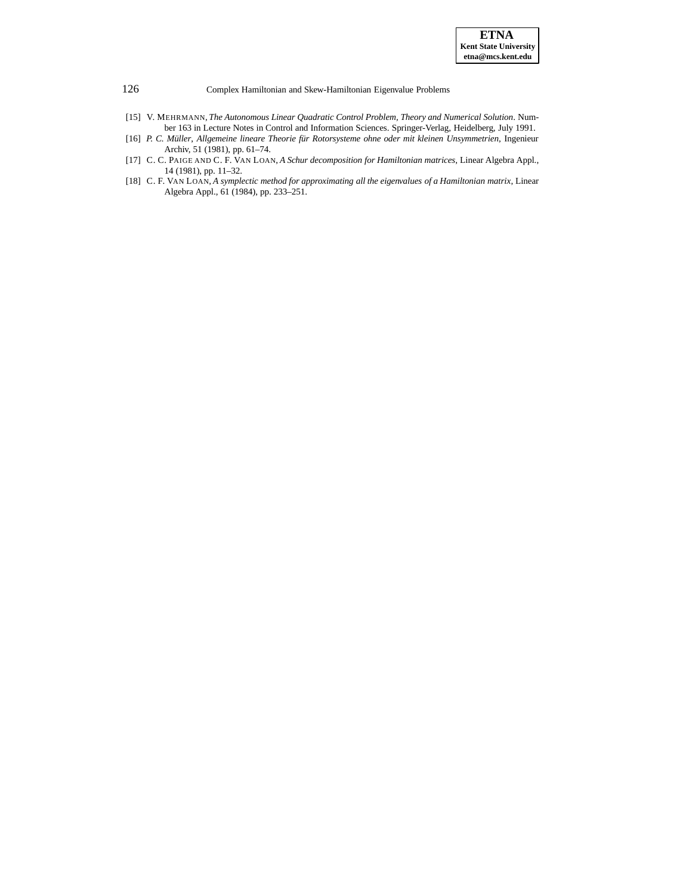[15] V. Mehrmann, *The Autonomous Linear Quadratic Control Problem, Theory and Numerical Solution*. Number 163 in Lecture Notes in Control and Information Sciences. Springer-Verlag, Heidelberg, July 1991.

[16] *P. C. Müller*, *Allgemeine lineare Theorie für Rotorsysteme ohne oder mit kleinen Unsymmetrien*, Ingenieur Archiv, 51 (1981), pp. 61–74.

[17] C. C. Paige and C. F. Van Loan, *A Schur decomposition for Hamiltonian matrices*, Linear Algebra Appl., 14 (1981), pp. 11–32.

[18] C. F. Van Loan, *A symplectic method for approximating all the eigenvalues of a Hamiltonian matrix*, Linear Algebra Appl., 61 (1984), pp. 233–251.